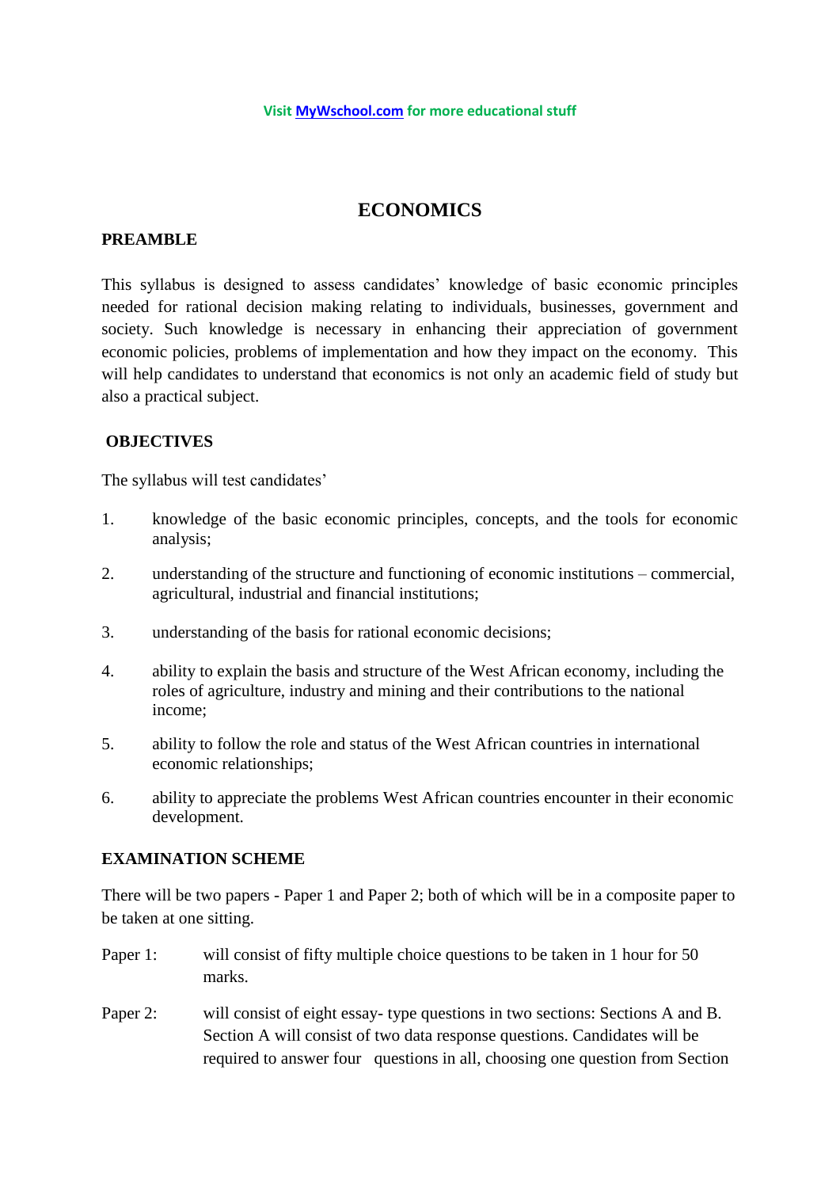Visit [MyWschool.com](http://MyWschool.com) for more educational stuff

# ECONOMICS

## PREAMBLE

This syllabus is designed to assess candidates' knowledge of basic economic principles needed for rational decision making relating to individuals, businesses, government and society. Such knowledge is necessary in enhancing their appreciation of government economic policies, problems of implementation and how they impact on the economy. This will help candidates to understand that economics is not only an academic field of study but also a practical subject.

## OBJECTIVES

The syllabus will test candidates'

1. knowledge of the basic economic principles, concepts, and the tools for economic analysis;
2. understanding of the structure and functioning of economic institutions – commercial, agricultural, industrial and financial institutions;
3. understanding of the basis for rational economic decisions;
4. ability to explain the basis and structure of the West African economy, including the roles of agriculture, industry and mining and their contributions to the national income;
5. ability to follow the role and status of the West African countries in international economic relationships;
6. ability to appreciate the problems West African countries encounter in their economic development.

## EXAMINATION SCHEME

There will be two papers - Paper 1 and Paper 2; both of which will be in a composite paper to be taken at one sitting.

Paper 1: will consist of fifty multiple choice questions to be taken in 1 hour for 50 marks.

Paper 2: will consist of eight essay- type questions in two sections: Sections A and B. Section A will consist of two data response questions. Candidates will be required to answer four questions in all, choosing one question from Section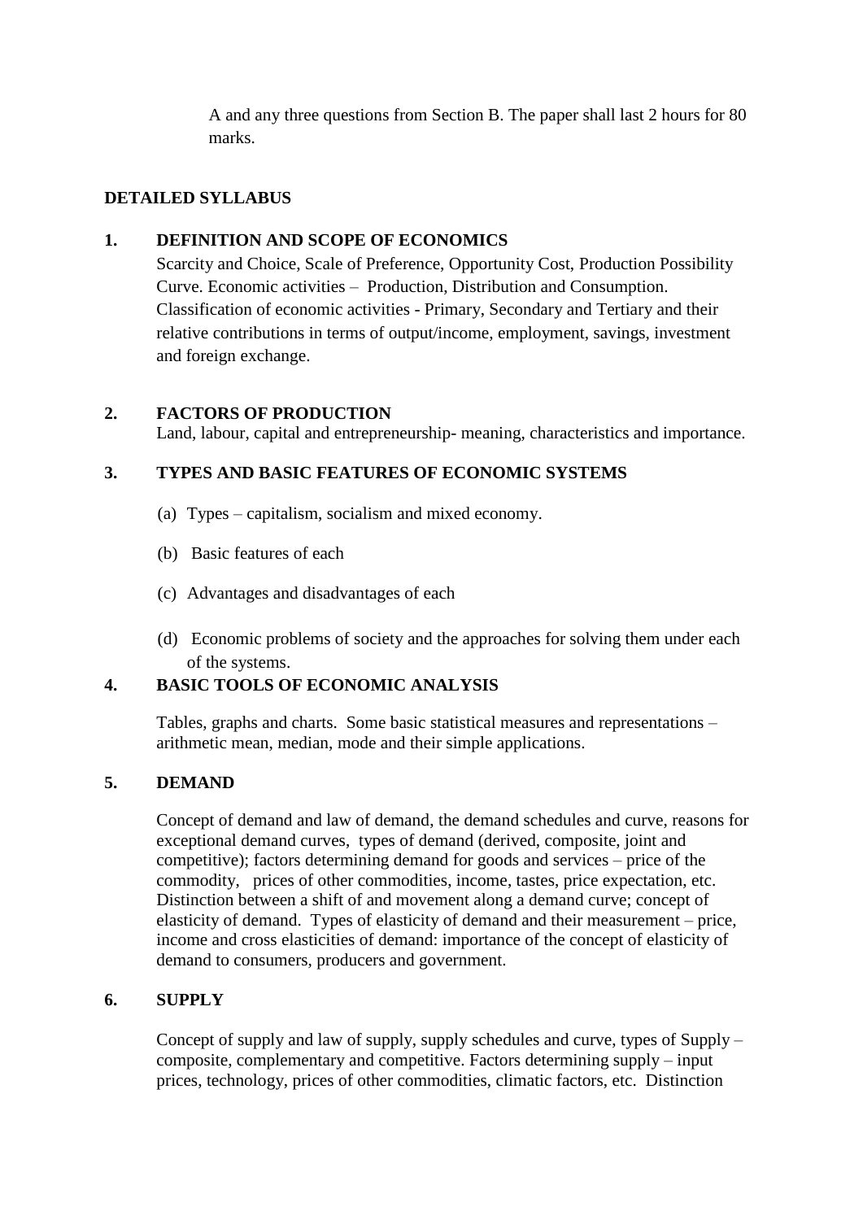A and any three questions from Section B. The paper shall last 2 hours for 80 marks.

## DETAILED SYLLABUS

### 1. DEFINITION AND SCOPE OF ECONOMICS

Scarcity and Choice, Scale of Preference, Opportunity Cost, Production Possibility Curve. Economic activities – Production, Distribution and Consumption. Classification of economic activities - Primary, Secondary and Tertiary and their relative contributions in terms of output/income, employment, savings, investment and foreign exchange.

### 2. FACTORS OF PRODUCTION

Land, labour, capital and entrepreneurship- meaning, characteristics and importance.

### 3. TYPES AND BASIC FEATURES OF ECONOMIC SYSTEMS

(a) Types – capitalism, socialism and mixed economy.

(b) Basic features of each

(c) Advantages and disadvantages of each

(d) Economic problems of society and the approaches for solving them under each of the systems.

### 4. BASIC TOOLS OF ECONOMIC ANALYSIS

Tables, graphs and charts. Some basic statistical measures and representations – arithmetic mean, median, mode and their simple applications.

### 5. DEMAND

Concept of demand and law of demand, the demand schedules and curve, reasons for exceptional demand curves, types of demand (derived, composite, joint and competitive); factors determining demand for goods and services – price of the commodity, prices of other commodities, income, tastes, price expectation, etc. Distinction between a shift of and movement along a demand curve; concept of elasticity of demand. Types of elasticity of demand and their measurement – price, income and cross elasticities of demand: importance of the concept of elasticity of demand to consumers, producers and government.

### 6. SUPPLY

Concept of supply and law of supply, supply schedules and curve, types of Supply – composite, complementary and competitive. Factors determining supply – input prices, technology, prices of other commodities, climatic factors, etc. Distinction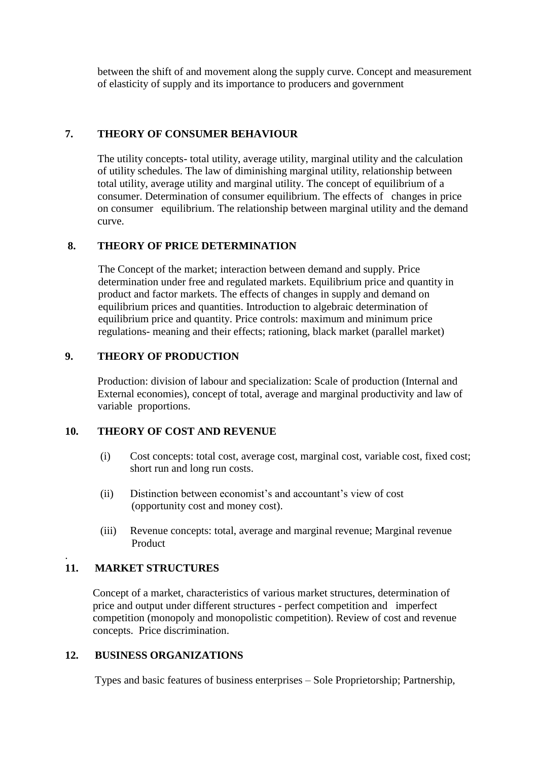between the shift of and movement along the supply curve. Concept and measurement of elasticity of supply and its importance to producers and government

## 7. THEORY OF CONSUMER BEHAVIOUR

The utility concepts- total utility, average utility, marginal utility and the calculation of utility schedules. The law of diminishing marginal utility, relationship between total utility, average utility and marginal utility. The concept of equilibrium of a consumer. Determination of consumer equilibrium. The effects of changes in price on consumer equilibrium. The relationship between marginal utility and the demand curve.

## 8. THEORY OF PRICE DETERMINATION

The Concept of the market; interaction between demand and supply. Price determination under free and regulated markets. Equilibrium price and quantity in product and factor markets. The effects of changes in supply and demand on equilibrium prices and quantities. Introduction to algebraic determination of equilibrium price and quantity. Price controls: maximum and minimum price regulations- meaning and their effects; rationing, black market (parallel market)

## 9. THEORY OF PRODUCTION

Production: division of labour and specialization: Scale of production (Internal and External economies), concept of total, average and marginal productivity and law of variable proportions.

## 10. THEORY OF COST AND REVENUE

(i) Cost concepts: total cost, average cost, marginal cost, variable cost, fixed cost; short run and long run costs.

(ii) Distinction between economist's and accountant's view of cost (opportunity cost and money cost).

(iii) Revenue concepts: total, average and marginal revenue; Marginal revenue Product

## 11. MARKET STRUCTURES

Concept of a market, characteristics of various market structures, determination of price and output under different structures - perfect competition and imperfect competition (monopoly and monopolistic competition). Review of cost and revenue concepts. Price discrimination.

## 12. BUSINESS ORGANIZATIONS

Types and basic features of business enterprises – Sole Proprietorship; Partnership,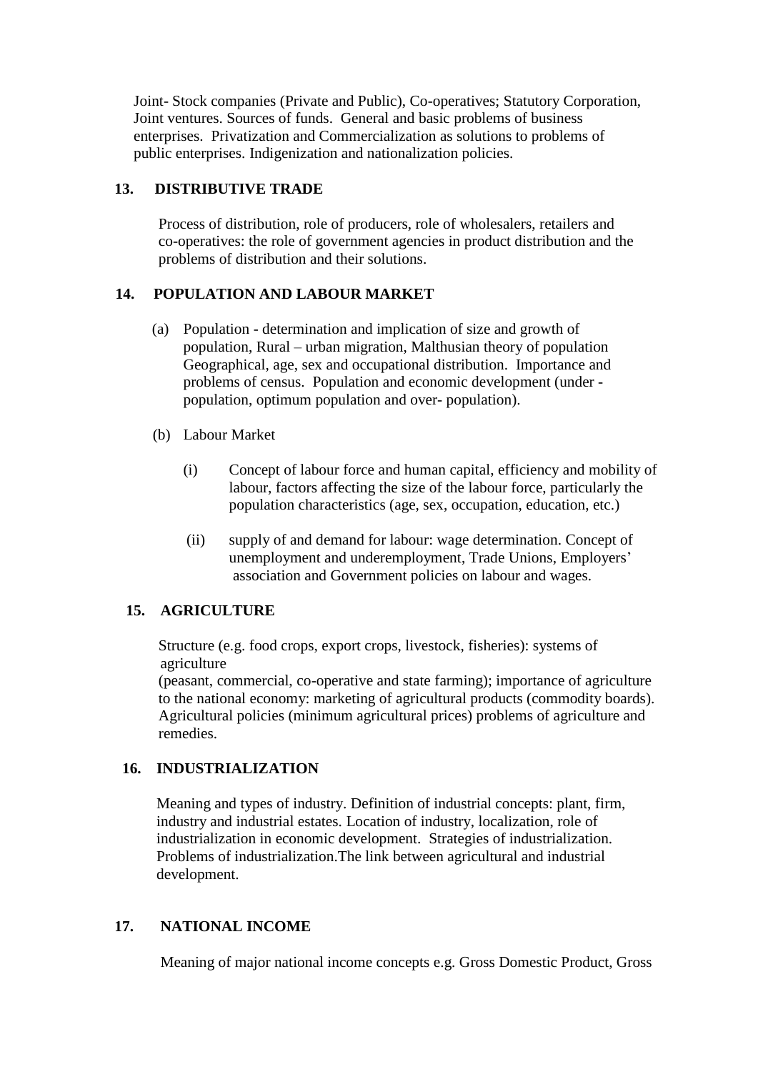Joint- Stock companies (Private and Public), Co-operatives; Statutory Corporation, Joint ventures. Sources of funds. General and basic problems of business enterprises. Privatization and Commercialization as solutions to problems of public enterprises. Indigenization and nationalization policies.

## 13. DISTRIBUTIVE TRADE

Process of distribution, role of producers, role of wholesalers, retailers and co-operatives: the role of government agencies in product distribution and the problems of distribution and their solutions.

## 14. POPULATION AND LABOUR MARKET

(a) Population - determination and implication of size and growth of population, Rural – urban migration, Malthusian theory of population Geographical, age, sex and occupational distribution. Importance and problems of census. Population and economic development (under - population, optimum population and over- population).

(b) Labour Market

(i) Concept of labour force and human capital, efficiency and mobility of labour, factors affecting the size of the labour force, particularly the population characteristics (age, sex, occupation, education, etc.)

(ii) supply of and demand for labour: wage determination. Concept of unemployment and underemployment, Trade Unions, Employers' association and Government policies on labour and wages.

## 15. AGRICULTURE

Structure (e.g. food crops, export crops, livestock, fisheries): systems of agriculture
(peasant, commercial, co-operative and state farming); importance of agriculture to the national economy: marketing of agricultural products (commodity boards). Agricultural policies (minimum agricultural prices) problems of agriculture and remedies.

## 16. INDUSTRIALIZATION

Meaning and types of industry. Definition of industrial concepts: plant, firm, industry and industrial estates. Location of industry, localization, role of industrialization in economic development. Strategies of industrialization. Problems of industrialization.The link between agricultural and industrial development.

## 17. NATIONAL INCOME

Meaning of major national income concepts e.g. Gross Domestic Product, Gross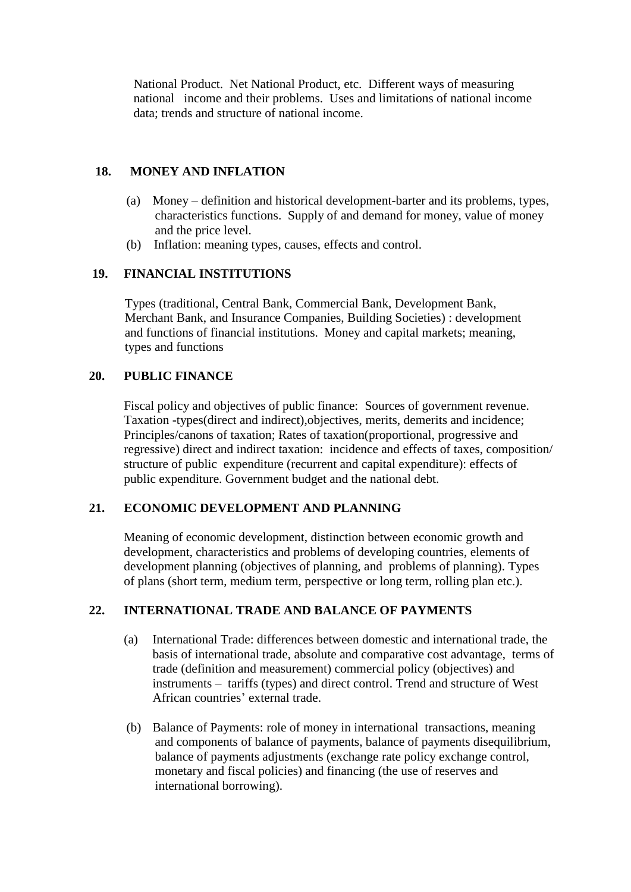National Product. Net National Product, etc. Different ways of measuring national income and their problems. Uses and limitations of national income data; trends and structure of national income.

## 18. MONEY AND INFLATION

(a) Money – definition and historical development-barter and its problems, types, characteristics functions. Supply of and demand for money, value of money and the price level.

(b) Inflation: meaning types, causes, effects and control.

## 19. FINANCIAL INSTITUTIONS

Types (traditional, Central Bank, Commercial Bank, Development Bank, Merchant Bank, and Insurance Companies, Building Societies) : development and functions of financial institutions. Money and capital markets; meaning, types and functions

## 20. PUBLIC FINANCE

Fiscal policy and objectives of public finance: Sources of government revenue. Taxation -types(direct and indirect),objectives, merits, demerits and incidence; Principles/canons of taxation; Rates of taxation(proportional, progressive and regressive) direct and indirect taxation: incidence and effects of taxes, composition/ structure of public expenditure (recurrent and capital expenditure): effects of public expenditure. Government budget and the national debt.

## 21. ECONOMIC DEVELOPMENT AND PLANNING

Meaning of economic development, distinction between economic growth and development, characteristics and problems of developing countries, elements of development planning (objectives of planning, and problems of planning). Types of plans (short term, medium term, perspective or long term, rolling plan etc.).

## 22. INTERNATIONAL TRADE AND BALANCE OF PAYMENTS

(a) International Trade: differences between domestic and international trade, the basis of international trade, absolute and comparative cost advantage, terms of trade (definition and measurement) commercial policy (objectives) and instruments – tariffs (types) and direct control. Trend and structure of West African countries' external trade.

(b) Balance of Payments: role of money in international transactions, meaning and components of balance of payments, balance of payments disequilibrium, balance of payments adjustments (exchange rate policy exchange control, monetary and fiscal policies) and financing (the use of reserves and international borrowing).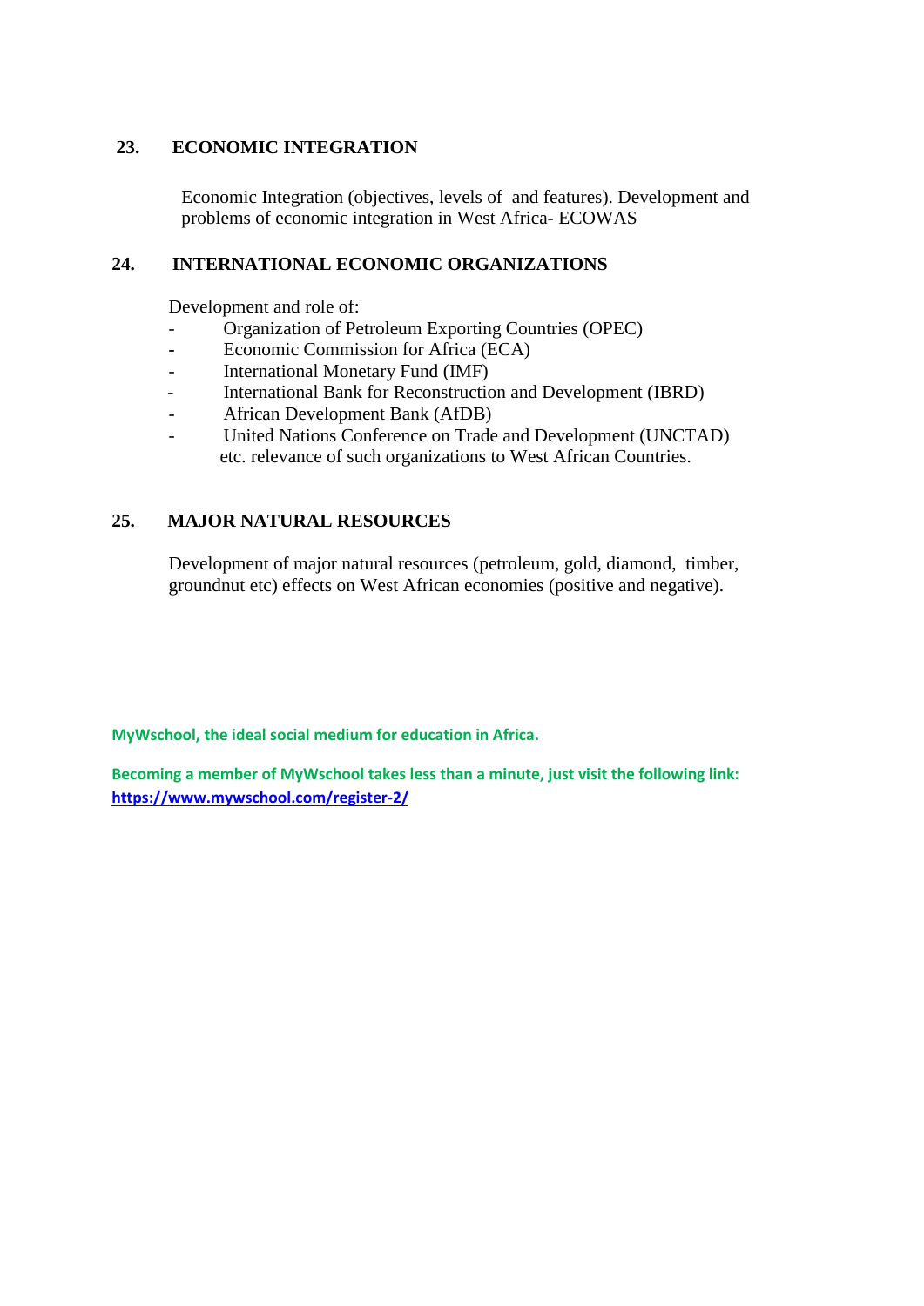## 23. ECONOMIC INTEGRATION

Economic Integration (objectives, levels of and features). Development and problems of economic integration in West Africa- ECOWAS

## 24. INTERNATIONAL ECONOMIC ORGANIZATIONS

Development and role of:

- Organization of Petroleum Exporting Countries (OPEC)
- Economic Commission for Africa (ECA)
- International Monetary Fund (IMF)
- International Bank for Reconstruction and Development (IBRD)
- African Development Bank (AfDB)
- United Nations Conference on Trade and Development (UNCTAD) etc. relevance of such organizations to West African Countries.

## 25. MAJOR NATURAL RESOURCES

Development of major natural resources (petroleum, gold, diamond, timber, groundnut etc) effects on West African economies (positive and negative).

**MyWschool, the ideal social medium for education in Africa.**

**Becoming a member of MyWschool takes less than a minute, just visit the following link:**
**https://www.mywschool.com/register-2/**